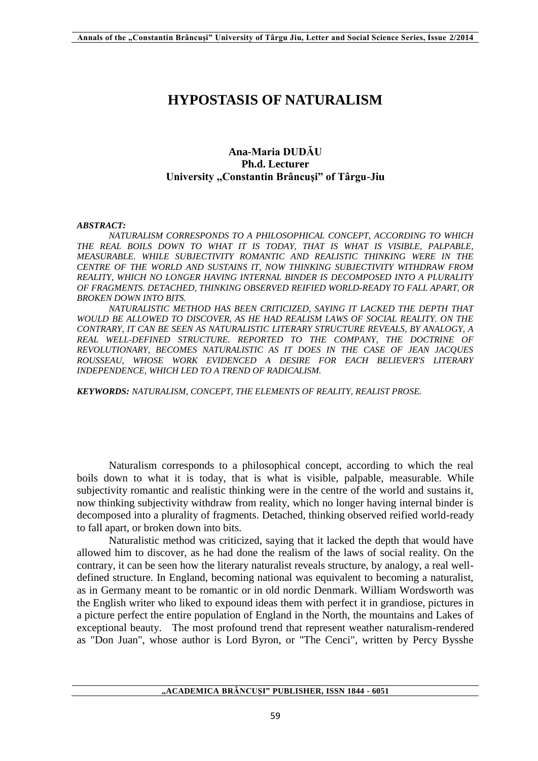# HYPOSTASIS OF NATURALISM

**Ana-Maria DUDĂU**
**Ph.d. Lecturer**
**University „Constantin Brâncuşi" of Târgu-Jiu**

***ABSTRACT:***

*NATURALISM CORRESPONDS TO A PHILOSOPHICAL CONCEPT, ACCORDING TO WHICH THE REAL BOILS DOWN TO WHAT IT IS TODAY, THAT IS WHAT IS VISIBLE, PALPABLE, MEASURABLE. WHILE SUBJECTIVITY ROMANTIC AND REALISTIC THINKING WERE IN THE CENTRE OF THE WORLD AND SUSTAINS IT, NOW THINKING SUBJECTIVITY WITHDRAW FROM REALITY, WHICH NO LONGER HAVING INTERNAL BINDER IS DECOMPOSED INTO A PLURALITY OF FRAGMENTS. DETACHED, THINKING OBSERVED REIFIED WORLD-READY TO FALL APART, OR BROKEN DOWN INTO BITS.*

*NATURALISTIC METHOD HAS BEEN CRITICIZED, SAYING IT LACKED THE DEPTH THAT WOULD BE ALLOWED TO DISCOVER, AS HE HAD REALISM LAWS OF SOCIAL REALITY. ON THE CONTRARY, IT CAN BE SEEN AS NATURALISTIC LITERARY STRUCTURE REVEALS, BY ANALOGY, A REAL WELL-DEFINED STRUCTURE. REPORTED TO THE COMPANY, THE DOCTRINE OF REVOLUTIONARY, BECOMES NATURALISTIC AS IT DOES IN THE CASE OF JEAN JACQUES ROUSSEAU, WHOSE WORK EVIDENCED A DESIRE FOR EACH BELIEVER'S LITERARY INDEPENDENCE, WHICH LED TO A TREND OF RADICALISM.*

***KEYWORDS:*** *NATURALISM, CONCEPT, THE ELEMENTS OF REALITY, REALIST PROSE.*

Naturalism corresponds to a philosophical concept, according to which the real boils down to what it is today, that is what is visible, palpable, measurable. While subjectivity romantic and realistic thinking were in the centre of the world and sustains it, now thinking subjectivity withdraw from reality, which no longer having internal binder is decomposed into a plurality of fragments. Detached, thinking observed reified world-ready to fall apart, or broken down into bits.

Naturalistic method was criticized, saying that it lacked the depth that would have allowed him to discover, as he had done the realism of the laws of social reality. On the contrary, it can be seen how the literary naturalist reveals structure, by analogy, a real well-defined structure. In England, becoming national was equivalent to becoming a naturalist, as in Germany meant to be romantic or in old nordic Denmark. William Wordsworth was the English writer who liked to expound ideas them with perfect it in grandiose, pictures in a picture perfect the entire population of England in the North, the mountains and Lakes of exceptional beauty. The most profound trend that represent weather naturalism-rendered as "Don Juan", whose author is Lord Byron, or "The Cenci", written by Percy Bysshe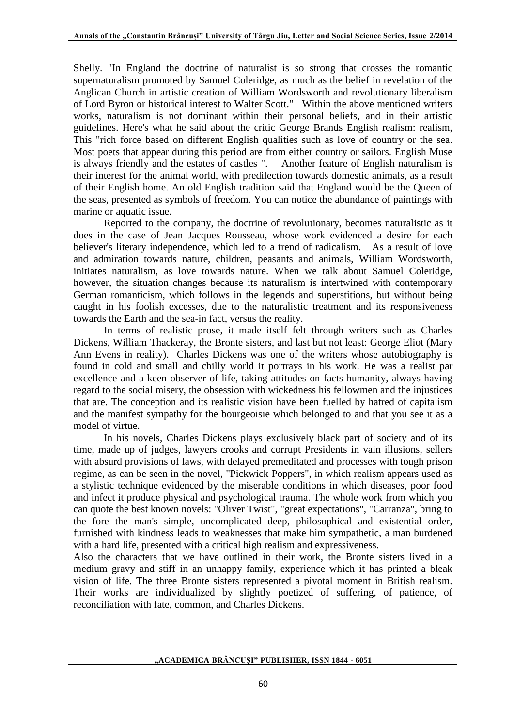Shelly. "In England the doctrine of naturalist is so strong that crosses the romantic supernaturalism promoted by Samuel Coleridge, as much as the belief in revelation of the Anglican Church in artistic creation of William Wordsworth and revolutionary liberalism of Lord Byron or historical interest to Walter Scott." Within the above mentioned writers works, naturalism is not dominant within their personal beliefs, and in their artistic guidelines. Here's what he said about the critic George Brands English realism: realism, This "rich force based on different English qualities such as love of country or the sea. Most poets that appear during this period are from either country or sailors. English Muse is always friendly and the estates of castles ". Another feature of English naturalism is their interest for the animal world, with predilection towards domestic animals, as a result of their English home. An old English tradition said that England would be the Queen of the seas, presented as symbols of freedom. You can notice the abundance of paintings with marine or aquatic issue.

Reported to the company, the doctrine of revolutionary, becomes naturalistic as it does in the case of Jean Jacques Rousseau, whose work evidenced a desire for each believer's literary independence, which led to a trend of radicalism. As a result of love and admiration towards nature, children, peasants and animals, William Wordsworth, initiates naturalism, as love towards nature. When we talk about Samuel Coleridge, however, the situation changes because its naturalism is intertwined with contemporary German romanticism, which follows in the legends and superstitions, but without being caught in his foolish excesses, due to the naturalistic treatment and its responsiveness towards the Earth and the sea-in fact, versus the reality.

In terms of realistic prose, it made itself felt through writers such as Charles Dickens, William Thackeray, the Bronte sisters, and last but not least: George Eliot (Mary Ann Evens in reality). Charles Dickens was one of the writers whose autobiography is found in cold and small and chilly world it portrays in his work. He was a realist par excellence and a keen observer of life, taking attitudes on facts humanity, always having regard to the social misery, the obsession with wickedness his fellowmen and the injustices that are. The conception and its realistic vision have been fuelled by hatred of capitalism and the manifest sympathy for the bourgeoisie which belonged to and that you see it as a model of virtue.

In his novels, Charles Dickens plays exclusively black part of society and of its time, made up of judges, lawyers crooks and corrupt Presidents in vain illusions, sellers with absurd provisions of laws, with delayed premeditated and processes with tough prison regime, as can be seen in the novel, "Pickwick Poppers", in which realism appears used as a stylistic technique evidenced by the miserable conditions in which diseases, poor food and infect it produce physical and psychological trauma. The whole work from which you can quote the best known novels: "Oliver Twist", "great expectations", "Carranza", bring to the fore the man's simple, uncomplicated deep, philosophical and existential order, furnished with kindness leads to weaknesses that make him sympathetic, a man burdened with a hard life, presented with a critical high realism and expressiveness.

Also the characters that we have outlined in their work, the Bronte sisters lived in a medium gravy and stiff in an unhappy family, experience which it has printed a bleak vision of life. The three Bronte sisters represented a pivotal moment in British realism. Their works are individualized by slightly poetized of suffering, of patience, of reconciliation with fate, common, and Charles Dickens.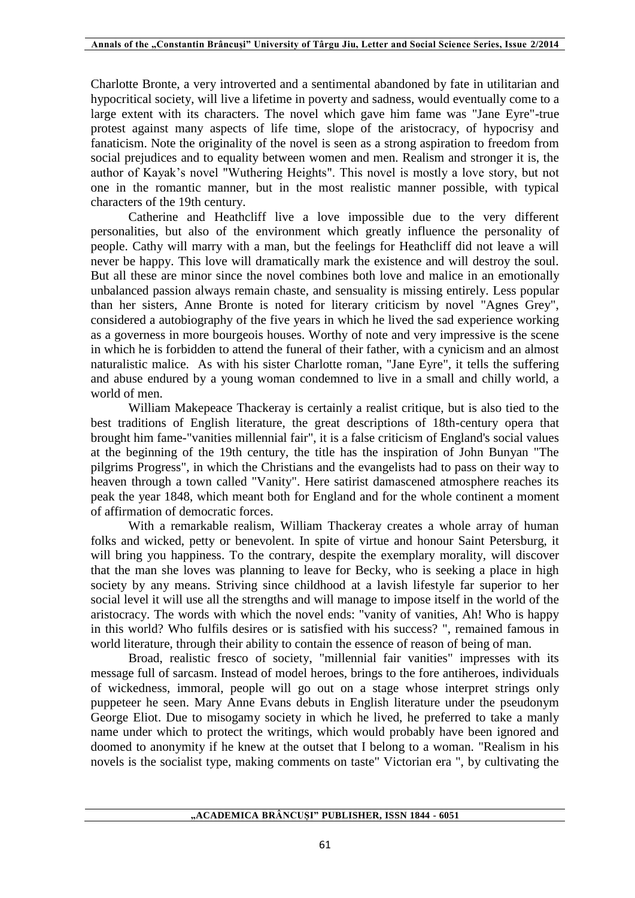Charlotte Bronte, a very introverted and a sentimental abandoned by fate in utilitarian and hypocritical society, will live a lifetime in poverty and sadness, would eventually come to a large extent with its characters. The novel which gave him fame was "Jane Eyre"-true protest against many aspects of life time, slope of the aristocracy, of hypocrisy and fanaticism. Note the originality of the novel is seen as a strong aspiration to freedom from social prejudices and to equality between women and men. Realism and stronger it is, the author of Kayak's novel "Wuthering Heights". This novel is mostly a love story, but not one in the romantic manner, but in the most realistic manner possible, with typical characters of the 19th century.

Catherine and Heathcliff live a love impossible due to the very different personalities, but also of the environment which greatly influence the personality of people. Cathy will marry with a man, but the feelings for Heathcliff did not leave a will never be happy. This love will dramatically mark the existence and will destroy the soul. But all these are minor since the novel combines both love and malice in an emotionally unbalanced passion always remain chaste, and sensuality is missing entirely. Less popular than her sisters, Anne Bronte is noted for literary criticism by novel "Agnes Grey", considered a autobiography of the five years in which he lived the sad experience working as a governess in more bourgeois houses. Worthy of note and very impressive is the scene in which he is forbidden to attend the funeral of their father, with a cynicism and an almost naturalistic malice. As with his sister Charlotte roman, "Jane Eyre", it tells the suffering and abuse endured by a young woman condemned to live in a small and chilly world, a world of men.

William Makepeace Thackeray is certainly a realist critique, but is also tied to the best traditions of English literature, the great descriptions of 18th-century opera that brought him fame-"vanities millennial fair", it is a false criticism of England's social values at the beginning of the 19th century, the title has the inspiration of John Bunyan "The pilgrims Progress", in which the Christians and the evangelists had to pass on their way to heaven through a town called "Vanity". Here satirist damascened atmosphere reaches its peak the year 1848, which meant both for England and for the whole continent a moment of affirmation of democratic forces.

With a remarkable realism, William Thackeray creates a whole array of human folks and wicked, petty or benevolent. In spite of virtue and honour Saint Petersburg, it will bring you happiness. To the contrary, despite the exemplary morality, will discover that the man she loves was planning to leave for Becky, who is seeking a place in high society by any means. Striving since childhood at a lavish lifestyle far superior to her social level it will use all the strengths and will manage to impose itself in the world of the aristocracy. The words with which the novel ends: "vanity of vanities, Ah! Who is happy in this world? Who fulfils desires or is satisfied with his success? ", remained famous in world literature, through their ability to contain the essence of reason of being of man.

Broad, realistic fresco of society, "millennial fair vanities" impresses with its message full of sarcasm. Instead of model heroes, brings to the fore antiheroes, individuals of wickedness, immoral, people will go out on a stage whose interpret strings only puppeteer he seen. Mary Anne Evans debuts in English literature under the pseudonym George Eliot. Due to misogamy society in which he lived, he preferred to take a manly name under which to protect the writings, which would probably have been ignored and doomed to anonymity if he knew at the outset that I belong to a woman. "Realism in his novels is the socialist type, making comments on taste" Victorian era ", by cultivating the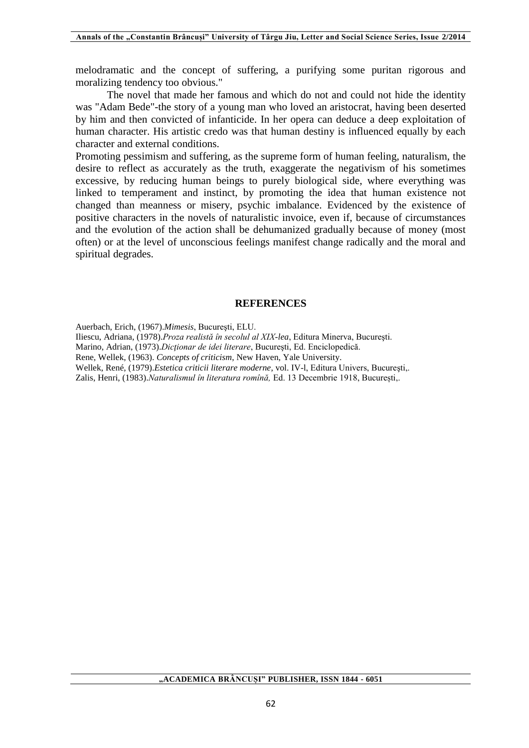melodramatic and the concept of suffering, a purifying some puritan rigorous and moralizing tendency too obvious."

The novel that made her famous and which do not and could not hide the identity was "Adam Bede"-the story of a young man who loved an aristocrat, having been deserted by him and then convicted of infanticide. In her opera can deduce a deep exploitation of human character. His artistic credo was that human destiny is influenced equally by each character and external conditions.

Promoting pessimism and suffering, as the supreme form of human feeling, naturalism, the desire to reflect as accurately as the truth, exaggerate the negativism of his sometimes excessive, by reducing human beings to purely biological side, where everything was linked to temperament and instinct, by promoting the idea that human existence not changed than meanness or misery, psychic imbalance. Evidenced by the existence of positive characters in the novels of naturalistic invoice, even if, because of circumstances and the evolution of the action shall be dehumanized gradually because of money (most often) or at the level of unconscious feelings manifest change radically and the moral and spiritual degrades.

## REFERENCES

Auerbach, Erich, (1967).*Mimesis*, Bucureşti, ELU.
Iliescu, Adriana, (1978).*Proza realistă în secolul al XIX-lea*, Editura Minerva, Bucureşti.
Marino, Adrian, (1973).*Dicționar de idei literare*, Bucureşti, Ed. Enciclopedică.
Rene, Wellek, (1963). *Concepts of criticism*, New Haven, Yale University.
Wellek, René, (1979).*Estetica criticii literare moderne*, vol. IV-l, Editura Univers, București,.
Zalis, Henri, (1983).*Naturalismul în literatura romînă,* Ed. 13 Decembrie 1918, București,.